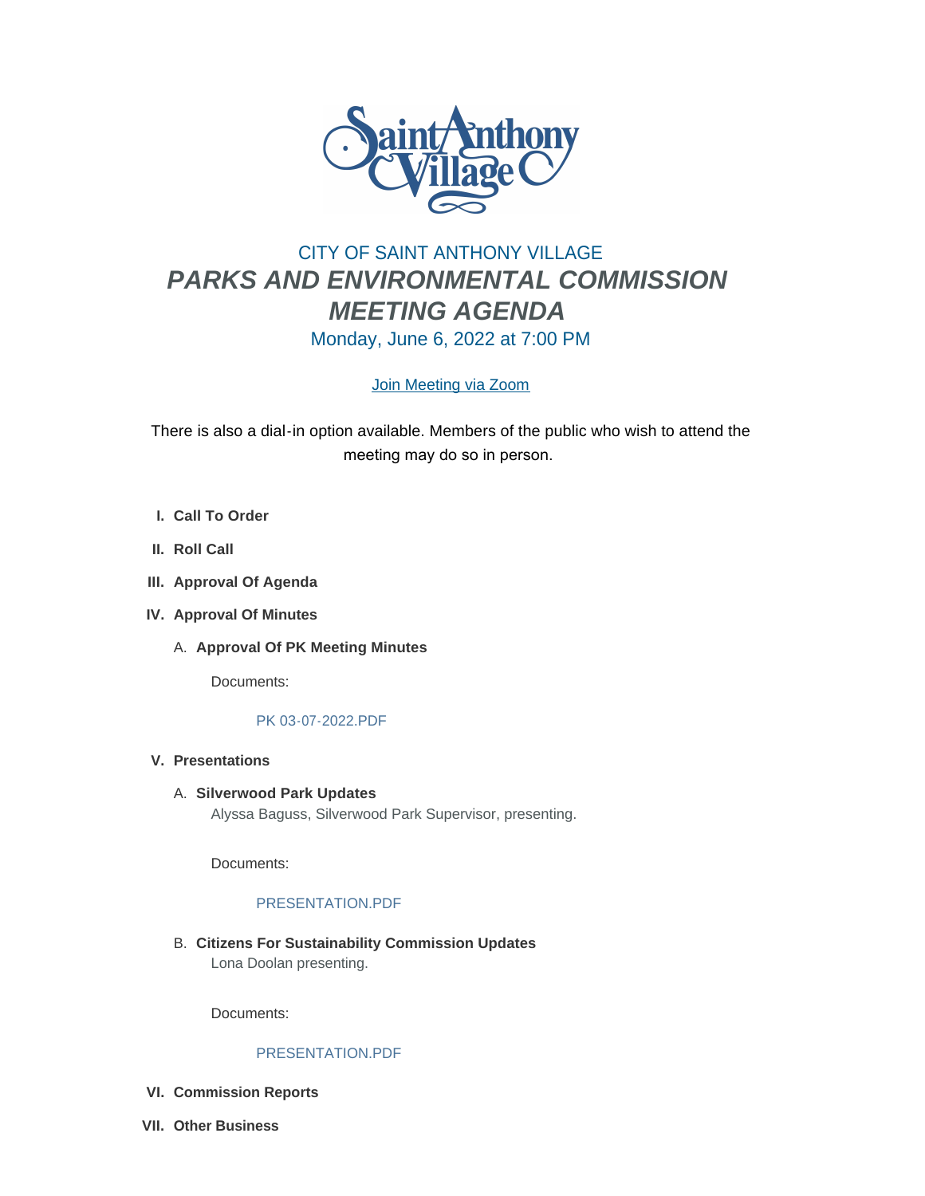CITY OF SAINT ANTHONY VILLAGE

# *PARKS AND ENVIRONMENTAL COMMISSION MEETING AGENDA*

Monday, June 6, 2022 at 7:00 PM

[Join Meeting via Zoom]

There is also a dial-in option available. Members of the public who wish to attend the meeting may do so in person.

I. **Call To Order**

II. **Roll Call**

III. **Approval Of Agenda**

IV. **Approval Of Minutes**

   A. **Approval Of PK Meeting Minutes**

      Documents:

      PK 03-07-2022.PDF

V. **Presentations**

   A. **Silverwood Park Updates**
      Alyssa Baguss, Silverwood Park Supervisor, presenting.

      Documents:

      PRESENTATION.PDF

   B. **Citizens For Sustainability Commission Updates**
      Lona Doolan presenting.

      Documents:

      PRESENTATION.PDF

VI. **Commission Reports**

VII. **Other Business**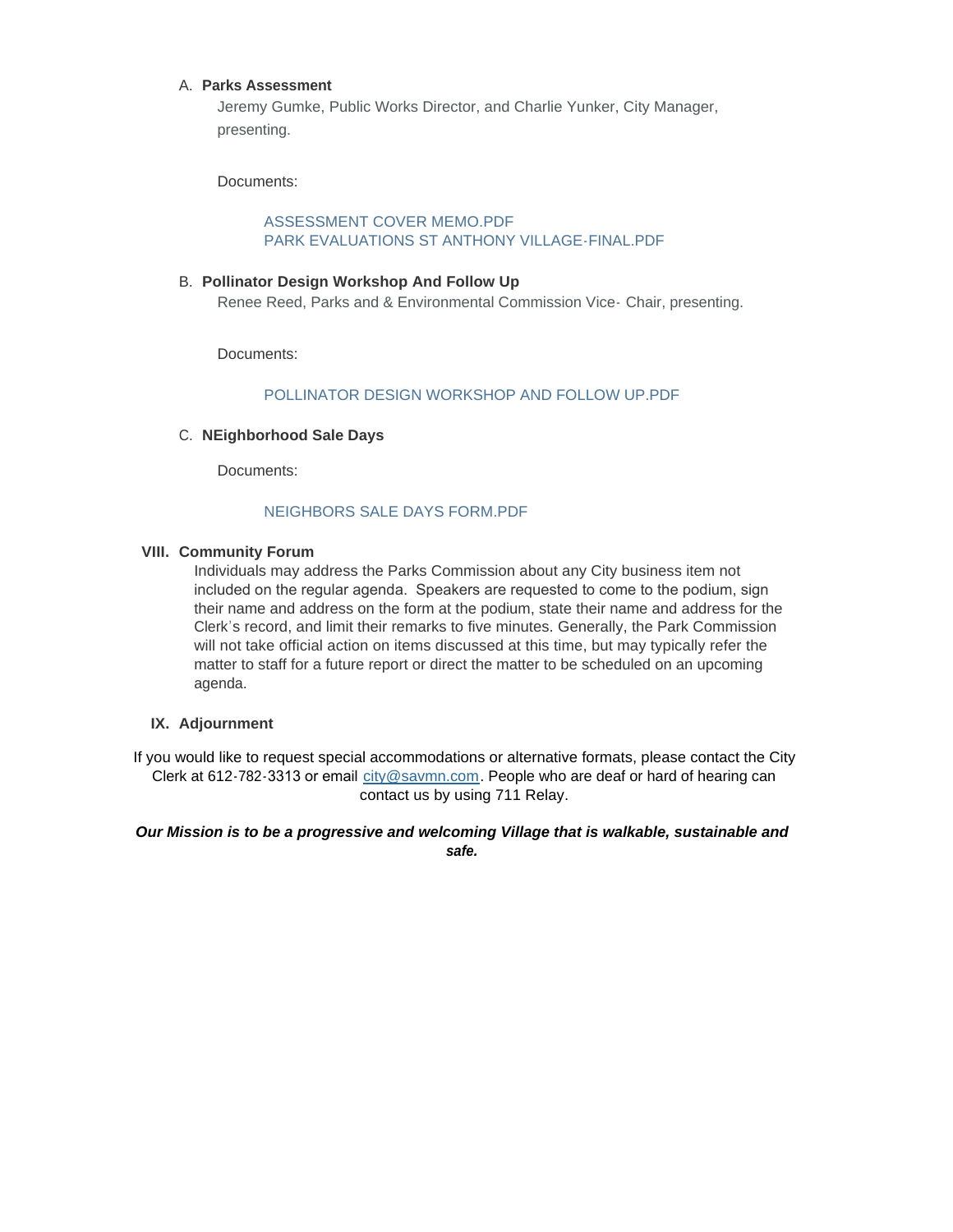A. **Parks Assessment**

Jeremy Gumke, Public Works Director, and Charlie Yunker, City Manager, presenting.

Documents:

ASSESSMENT COVER MEMO.PDF
PARK EVALUATIONS ST ANTHONY VILLAGE-FINAL.PDF

B. **Pollinator Design Workshop And Follow Up**

Renee Reed, Parks and & Environmental Commission Vice- Chair, presenting.

Documents:

POLLINATOR DESIGN WORKSHOP AND FOLLOW UP.PDF

C. **NEighborhood Sale Days**

Documents:

NEIGHBORS SALE DAYS FORM.PDF

**VIII. Community Forum**

Individuals may address the Parks Commission about any City business item not included on the regular agenda. Speakers are requested to come to the podium, sign their name and address on the form at the podium, state their name and address for the Clerk's record, and limit their remarks to five minutes. Generally, the Park Commission will not take official action on items discussed at this time, but may typically refer the matter to staff for a future report or direct the matter to be scheduled on an upcoming agenda.

**IX. Adjournment**

If you would like to request special accommodations or alternative formats, please contact the City Clerk at 612-782-3313 or email city@savmn.com. People who are deaf or hard of hearing can contact us by using 711 Relay.

***Our Mission is to be a progressive and welcoming Village that is walkable, sustainable and safe.***